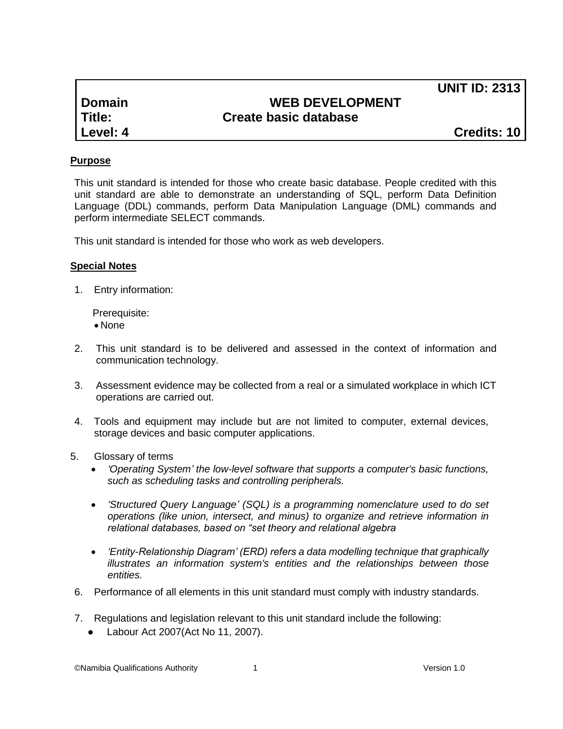**UNIT ID: 2313**

**Domain** **WEB DEVELOPMENT**

**Title:** **Create basic database**

**Level: 4** **Credits: 10**

## Purpose

This unit standard is intended for those who create basic database. People credited with this unit standard are able to demonstrate an understanding of SQL, perform Data Definition Language (DDL) commands, perform Data Manipulation Language (DML) commands and perform intermediate SELECT commands.

This unit standard is intended for those who work as web developers.

## Special Notes

1. Entry information:

   Prerequisite:
   - None

2. This unit standard is to be delivered and assessed in the context of information and communication technology.

3. Assessment evidence may be collected from a real or a simulated workplace in which ICT operations are carried out.

4. Tools and equipment may include but are not limited to computer, external devices, storage devices and basic computer applications.

5. Glossary of terms
   - *'Operating System' the low-level software that supports a computer's basic functions, such as scheduling tasks and controlling peripherals.*
   - *'Structured Query Language' (SQL) is a programming nomenclature used to do set operations (like union, intersect, and minus) to organize and retrieve information in relational databases, based on "set theory and relational algebra*
   - *'Entity-Relationship Diagram' (ERD) refers a data modelling technique that graphically illustrates an information system's entities and the relationships between those entities.*

6. Performance of all elements in this unit standard must comply with industry standards.

7. Regulations and legislation relevant to this unit standard include the following:
   - Labour Act 2007(Act No 11, 2007).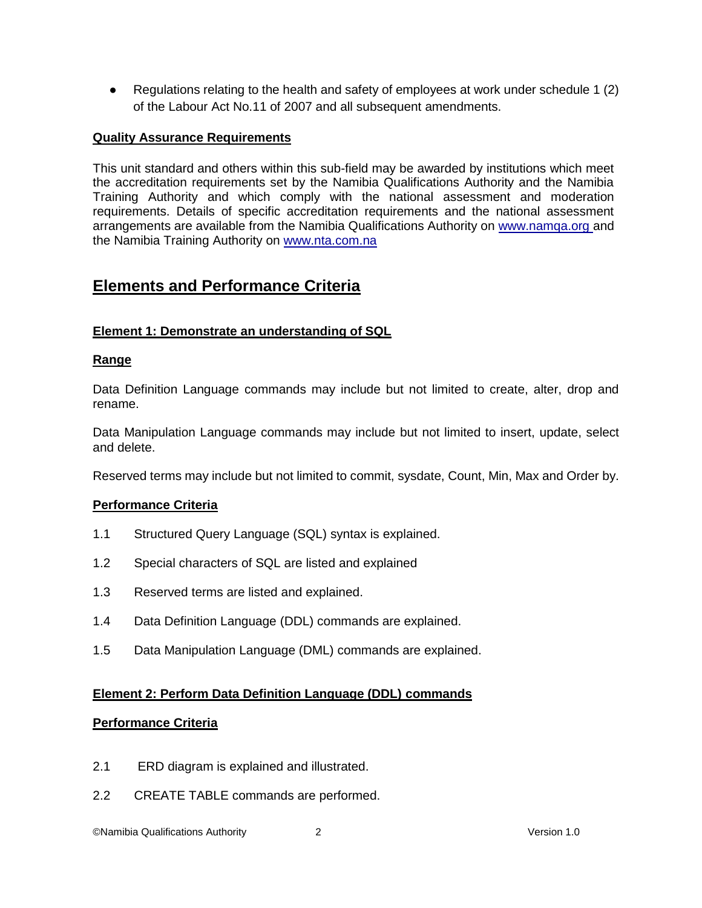- Regulations relating to the health and safety of employees at work under schedule 1 (2) of the Labour Act No.11 of 2007 and all subsequent amendments.

**Quality Assurance Requirements**

This unit standard and others within this sub-field may be awarded by institutions which meet the accreditation requirements set by the Namibia Qualifications Authority and the Namibia Training Authority and which comply with the national assessment and moderation requirements. Details of specific accreditation requirements and the national assessment arrangements are available from the Namibia Qualifications Authority on www.namqa.org and the Namibia Training Authority on www.nta.com.na

## Elements and Performance Criteria

### Element 1: Demonstrate an understanding of SQL

**Range**

Data Definition Language commands may include but not limited to create, alter, drop and rename.

Data Manipulation Language commands may include but not limited to insert, update, select and delete.

Reserved terms may include but not limited to commit, sysdate, Count, Min, Max and Order by.

**Performance Criteria**

1.1 Structured Query Language (SQL) syntax is explained.

1.2 Special characters of SQL are listed and explained

1.3 Reserved terms are listed and explained.

1.4 Data Definition Language (DDL) commands are explained.

1.5 Data Manipulation Language (DML) commands are explained.

### Element 2: Perform Data Definition Language (DDL) commands

**Performance Criteria**

2.1 ERD diagram is explained and illustrated.

2.2 CREATE TABLE commands are performed.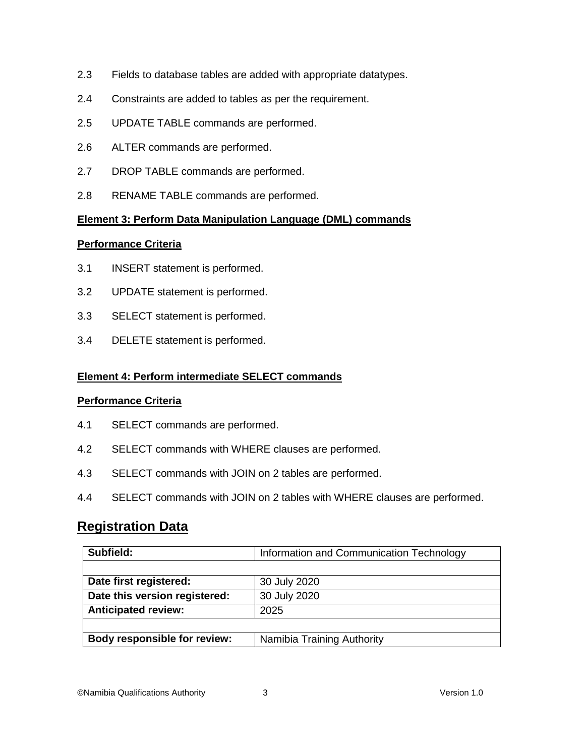2.3 Fields to database tables are added with appropriate datatypes.

2.4 Constraints are added to tables as per the requirement.

2.5 UPDATE TABLE commands are performed.

2.6 ALTER commands are performed.

2.7 DROP TABLE commands are performed.

2.8 RENAME TABLE commands are performed.

**Element 3: Perform Data Manipulation Language (DML) commands**

**Performance Criteria**

3.1 INSERT statement is performed.

3.2 UPDATE statement is performed.

3.3 SELECT statement is performed.

3.4 DELETE statement is performed.

**Element 4: Perform intermediate SELECT commands**

**Performance Criteria**

4.1 SELECT commands are performed.

4.2 SELECT commands with WHERE clauses are performed.

4.3 SELECT commands with JOIN on 2 tables are performed.

4.4 SELECT commands with JOIN on 2 tables with WHERE clauses are performed.

## Registration Data

| | |
|---|---|
| **Subfield:** | Information and Communication Technology |
| | |
| **Date first registered:** | 30 July 2020 |
| **Date this version registered:** | 30 July 2020 |
| **Anticipated review:** | 2025 |
| | |
| **Body responsible for review:** | Namibia Training Authority |